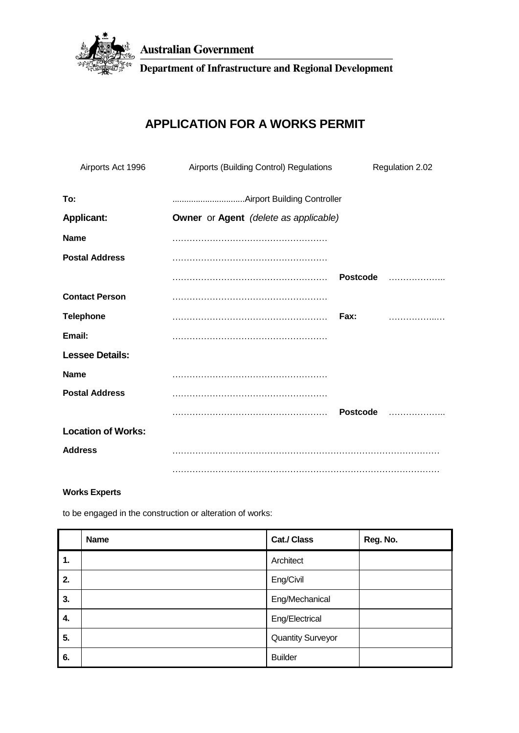Australian Government

Department of Infrastructure and Regional Development

# APPLICATION FOR A WORKS PERMIT

Airports Act 1996 | Airports (Building Control) Regulations | Regulation 2.02

**To:** ..............................Airport Building Controller

**Applicant:** **Owner** or **Agent** *(delete as applicable)*

**Name** ………………………………………………

**Postal Address** ………………………………………………

……………………………………………… **Postcode** ………………..

**Contact Person** ………………………………………………

**Telephone** ……………………………………………… **Fax:** ……………..…

**Email:** ………………………………………………

**Lessee Details:**

**Name** ………………………………………………

**Postal Address** ………………………………………………

……………………………………………… **Postcode** ………………..

**Location of Works:**

**Address** ………………………………………………………………………………

………………………………………………………………………………

**Works Experts**

to be engaged in the construction or alteration of works:

| | Name | Cat./ Class | Reg. No. |
|---|---|---|---|
| **1.** | | Architect | |
| **2.** | | Eng/Civil | |
| **3.** | | Eng/Mechanical | |
| **4.** | | Eng/Electrical | |
| **5.** | | Quantity Surveyor | |
| **6.** | | Builder | |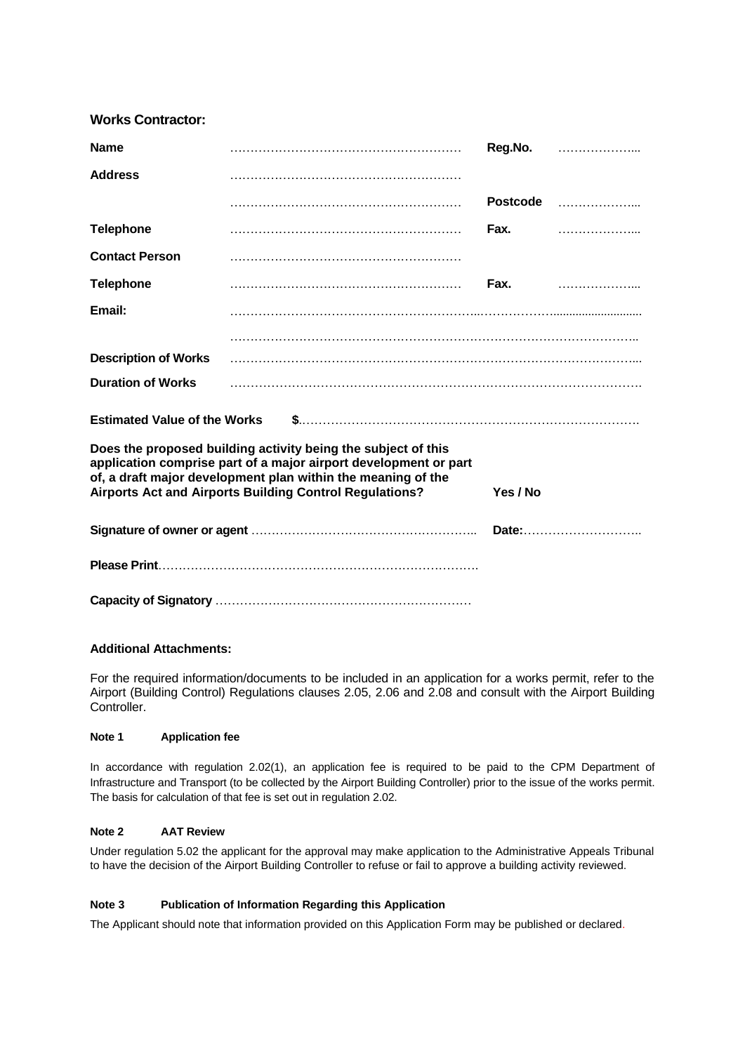### Works Contractor:

| | | | |
|---|---|---|---|
| **Name** | ………………………………………………… | **Reg.No.** | ………………... |
| **Address** | ………………………………………………… | | |
| | ………………………………………………… | **Postcode** | ………………... |
| **Telephone** | ………………………………………………… | **Fax.** | ………………... |
| **Contact Person** | ………………………………………………… | | |
| **Telephone** | ………………………………………………… | **Fax.** | ………………... |
| **Email:** | ……………………………………………………………………………………… | | |

……………………………………………………………………………………………

**Description of Works** ……………………………………………………………………………………...

**Duration of Works** …………………………………………………………………………………….

**Estimated Value of the Works** **$**……………………………………………………………………….

**Does the proposed building activity being the subject of this application comprise part of a major airport development or part of, a draft major development plan within the meaning of the Airports Act and Airports Building Control Regulations?** **Yes / No**

**Signature of owner or agent** ……………………………………………….. **Date:**………………………..

**Please Print**…………………………………………………………………….

**Capacity of Signatory** ………………………………………………………

### Additional Attachments:

For the required information/documents to be included in an application for a works permit, refer to the Airport (Building Control) Regulations clauses 2.05, 2.06 and 2.08 and consult with the Airport Building Controller.

**Note 1 Application fee**

In accordance with regulation 2.02(1), an application fee is required to be paid to the CPM Department of Infrastructure and Transport (to be collected by the Airport Building Controller) prior to the issue of the works permit. The basis for calculation of that fee is set out in regulation 2.02.

**Note 2 AAT Review**

Under regulation 5.02 the applicant for the approval may make application to the Administrative Appeals Tribunal to have the decision of the Airport Building Controller to refuse or fail to approve a building activity reviewed.

**Note 3 Publication of Information Regarding this Application**

The Applicant should note that information provided on this Application Form may be published or declared.